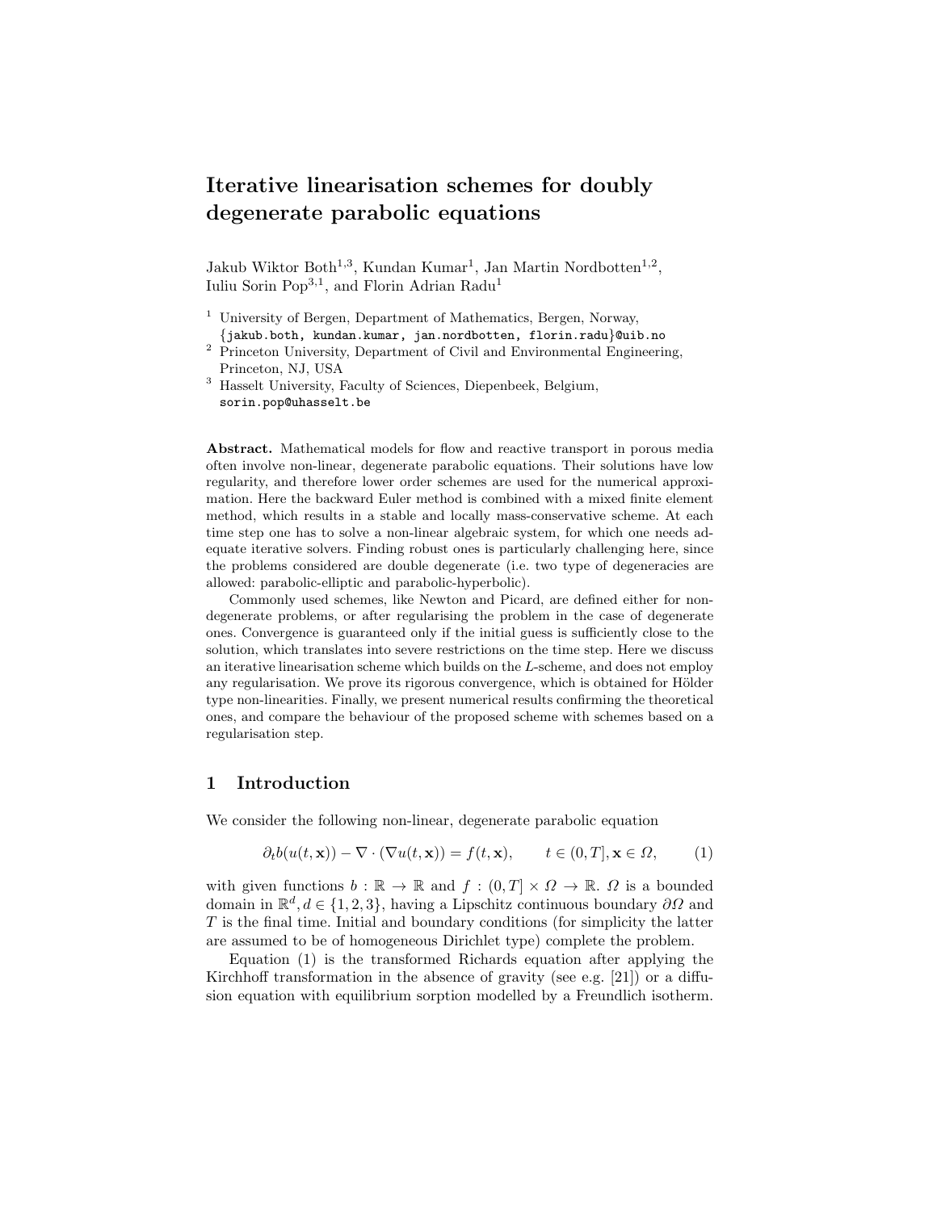# Iterative linearisation schemes for doubly degenerate parabolic equations

Jakub Wiktor Both[1,3], Kundan Kumar[1], Jan Martin Nordbotten[1,2], Iuliu Sorin Pop[3,1], and Florin Adrian Radu[1]

[1] University of Bergen, Department of Mathematics, Bergen, Norway, {jakub.both, kundan.kumar, jan.nordbotten, florin.radu}@uib.no

[2] Princeton University, Department of Civil and Environmental Engineering, Princeton, NJ, USA

[3] Hasselt University, Faculty of Sciences, Diepenbeek, Belgium, sorin.pop@uhasselt.be

**Abstract.** Mathematical models for flow and reactive transport in porous media often involve non-linear, degenerate parabolic equations. Their solutions have low regularity, and therefore lower order schemes are used for the numerical approximation. Here the backward Euler method is combined with a mixed finite element method, which results in a stable and locally mass-conservative scheme. At each time step one has to solve a non-linear algebraic system, for which one needs adequate iterative solvers. Finding robust ones is particularly challenging here, since the problems considered are double degenerate (i.e. two type of degeneracies are allowed: parabolic-elliptic and parabolic-hyperbolic).

Commonly used schemes, like Newton and Picard, are defined either for non-degenerate problems, or after regularising the problem in the case of degenerate ones. Convergence is guaranteed only if the initial guess is sufficiently close to the solution, which translates into severe restrictions on the time step. Here we discuss an iterative linearisation scheme which builds on the $L$-scheme, and does not employ any regularisation. We prove its rigorous convergence, which is obtained for Hölder type non-linearities. Finally, we present numerical results confirming the theoretical ones, and compare the behaviour of the proposed scheme with schemes based on a regularisation step.

## 1 Introduction

We consider the following non-linear, degenerate parabolic equation

$$\partial_t b(u(t,\mathbf{x})) - \nabla \cdot (\nabla u(t,\mathbf{x})) = f(t,\mathbf{x}), \qquad t \in (0,T], \mathbf{x} \in \Omega, \tag{1}$$

with given functions $b : \mathbb{R} \to \mathbb{R}$ and $f : (0,T] \times \Omega \to \mathbb{R}$. $\Omega$ is a bounded domain in $\mathbb{R}^d, d \in \{1,2,3\}$, having a Lipschitz continuous boundary $\partial\Omega$ and $T$ is the final time. Initial and boundary conditions (for simplicity the latter are assumed to be of homogeneous Dirichlet type) complete the problem.

Equation (1) is the transformed Richards equation after applying the Kirchhoff transformation in the absence of gravity (see e.g. [21]) or a diffusion equation with equilibrium sorption modelled by a Freundlich isotherm.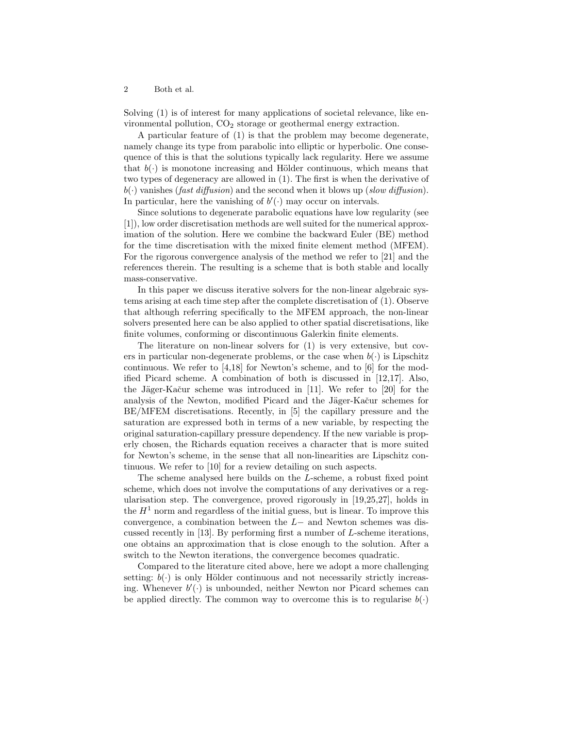Solving (1) is of interest for many applications of societal relevance, like environmental pollution, $CO_2$ storage or geothermal energy extraction.

A particular feature of (1) is that the problem may become degenerate, namely change its type from parabolic into elliptic or hyperbolic. One consequence of this is that the solutions typically lack regularity. Here we assume that $b(\cdot)$ is monotone increasing and Hölder continuous, which means that two types of degeneracy are allowed in (1). The first is when the derivative of $b(\cdot)$ vanishes (*fast diffusion*) and the second when it blows up (*slow diffusion*). In particular, here the vanishing of $b'(\cdot)$ may occur on intervals.

Since solutions to degenerate parabolic equations have low regularity (see [1]), low order discretisation methods are well suited for the numerical approximation of the solution. Here we combine the backward Euler (BE) method for the time discretisation with the mixed finite element method (MFEM). For the rigorous convergence analysis of the method we refer to [21] and the references therein. The resulting is a scheme that is both stable and locally mass-conservative.

In this paper we discuss iterative solvers for the non-linear algebraic systems arising at each time step after the complete discretisation of (1). Observe that although referring specifically to the MFEM approach, the non-linear solvers presented here can be also applied to other spatial discretisations, like finite volumes, conforming or discontinuous Galerkin finite elements.

The literature on non-linear solvers for (1) is very extensive, but covers in particular non-degenerate problems, or the case when $b(\cdot)$ is Lipschitz continuous. We refer to [4,18] for Newton's scheme, and to [6] for the modified Picard scheme. A combination of both is discussed in [12,17]. Also, the Jäger-Kačur scheme was introduced in [11]. We refer to [20] for the analysis of the Newton, modified Picard and the Jäger-Kačur schemes for BE/MFEM discretisations. Recently, in [5] the capillary pressure and the saturation are expressed both in terms of a new variable, by respecting the original saturation-capillary pressure dependency. If the new variable is properly chosen, the Richards equation receives a character that is more suited for Newton's scheme, in the sense that all non-linearities are Lipschitz continuous. We refer to [10] for a review detailing on such aspects.

The scheme analysed here builds on the $L$-scheme, a robust fixed point scheme, which does not involve the computations of any derivatives or a regularisation step. The convergence, proved rigorously in [19,25,27], holds in the $H^1$ norm and regardless of the initial guess, but is linear. To improve this convergence, a combination between the $L-$ and Newton schemes was discussed recently in [13]. By performing first a number of $L$-scheme iterations, one obtains an approximation that is close enough to the solution. After a switch to the Newton iterations, the convergence becomes quadratic.

Compared to the literature cited above, here we adopt a more challenging setting: $b(\cdot)$ is only Hölder continuous and not necessarily strictly increasing. Whenever $b'(\cdot)$ is unbounded, neither Newton nor Picard schemes can be applied directly. The common way to overcome this is to regularise $b(\cdot)$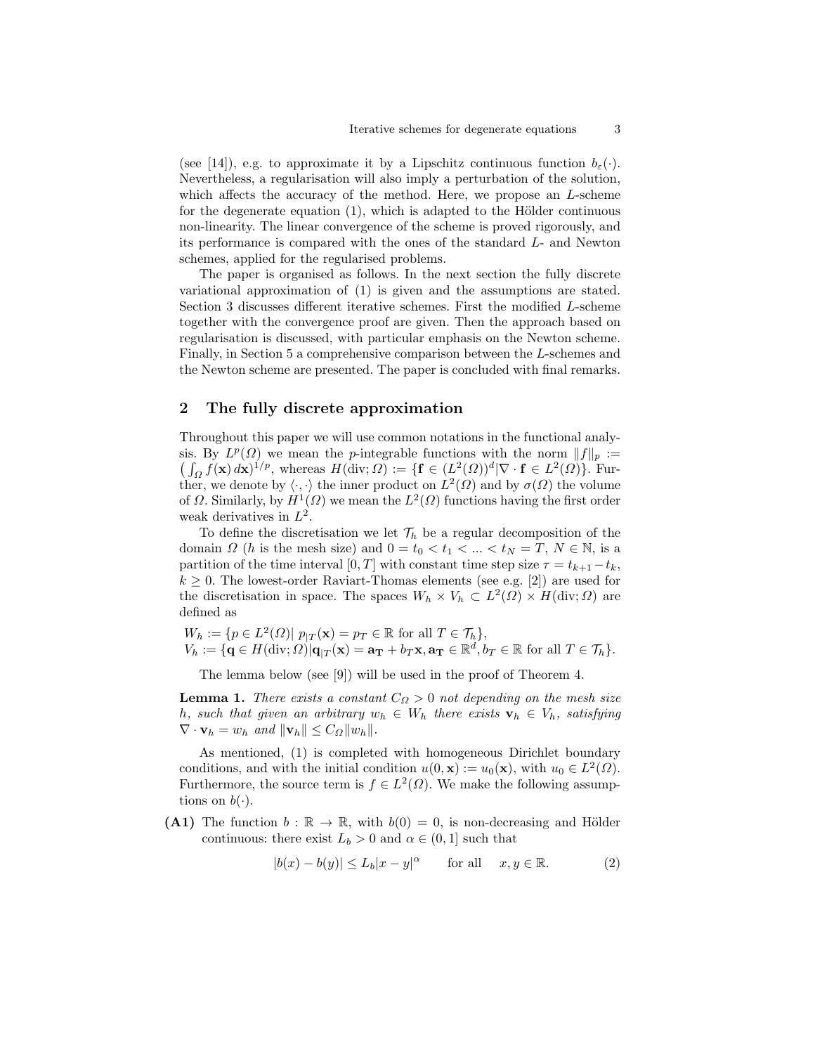(see [14]), e.g. to approximate it by a Lipschitz continuous function $b_\varepsilon(\cdot)$. Nevertheless, a regularisation will also imply a perturbation of the solution, which affects the accuracy of the method. Here, we propose an $L$-scheme for the degenerate equation (1), which is adapted to the Hölder continuous non-linearity. The linear convergence of the scheme is proved rigorously, and its performance is compared with the ones of the standard $L$- and Newton schemes, applied for the regularised problems.

The paper is organised as follows. In the next section the fully discrete variational approximation of (1) is given and the assumptions are stated. Section 3 discusses different iterative schemes. First the modified $L$-scheme together with the convergence proof are given. Then the approach based on regularisation is discussed, with particular emphasis on the Newton scheme. Finally, in Section 5 a comprehensive comparison between the $L$-schemes and the Newton scheme are presented. The paper is concluded with final remarks.

## 2 The fully discrete approximation

Throughout this paper we will use common notations in the functional analysis. By $L^p(\Omega)$ we mean the $p$-integrable functions with the norm $\|f\|_p := \left(\int_\Omega f(\mathbf{x})\,d\mathbf{x}\right)^{1/p}$, whereas $H(\mathrm{div};\Omega) := \{\mathbf{f} \in (L^2(\Omega))^d | \nabla \cdot \mathbf{f} \in L^2(\Omega)\}$. Further, we denote by $\langle \cdot, \cdot \rangle$ the inner product on $L^2(\Omega)$ and by $\sigma(\Omega)$ the volume of $\Omega$. Similarly, by $H^1(\Omega)$ we mean the $L^2(\Omega)$ functions having the first order weak derivatives in $L^2$.

To define the discretisation we let $\mathcal{T}_h$ be a regular decomposition of the domain $\Omega$ ($h$ is the mesh size) and $0 = t_0 < t_1 < ... < t_N = T$, $N \in \mathbb{N}$, is a partition of the time interval $[0, T]$ with constant time step size $\tau = t_{k+1} - t_k$, $k \geq 0$. The lowest-order Raviart-Thomas elements (see e.g. [2]) are used for the discretisation in space. The spaces $W_h \times V_h \subset L^2(\Omega) \times H(\mathrm{div};\Omega)$ are defined as

$$
\begin{aligned}
W_h &:= \{p \in L^2(\Omega) |\ p_{|T}(\mathbf{x}) = p_T \in \mathbb{R} \text{ for all } T \in \mathcal{T}_h\},\\
V_h &:= \{\mathbf{q} \in H(\mathrm{div};\Omega) | \mathbf{q}_{|T}(\mathbf{x}) = \mathbf{a_T} + b_T\mathbf{x}, \mathbf{a_T} \in \mathbb{R}^d, b_T \in \mathbb{R} \text{ for all } T \in \mathcal{T}_h\}.
\end{aligned}
$$

The lemma below (see [9]) will be used in the proof of Theorem 4.

**Lemma 1.** *There exists a constant $C_\Omega > 0$ not depending on the mesh size $h$, such that given an arbitrary $w_h \in W_h$ there exists $\mathbf{v}_h \in V_h$, satisfying $\nabla \cdot \mathbf{v}_h = w_h$ and $\|\mathbf{v}_h\| \leq C_\Omega \|w_h\|$.*

As mentioned, (1) is completed with homogeneous Dirichlet boundary conditions, and with the initial condition $u(0, \mathbf{x}) := u_0(\mathbf{x})$, with $u_0 \in L^2(\Omega)$. Furthermore, the source term is $f \in L^2(\Omega)$. We make the following assumptions on $b(\cdot)$.

**(A1)** The function $b : \mathbb{R} \to \mathbb{R}$, with $b(0) = 0$, is non-decreasing and Hölder continuous: there exist $L_b > 0$ and $\alpha \in (0, 1]$ such that

$$
|b(x) - b(y)| \leq L_b |x - y|^\alpha \qquad \text{for all} \quad x, y \in \mathbb{R}. \tag{2}
$$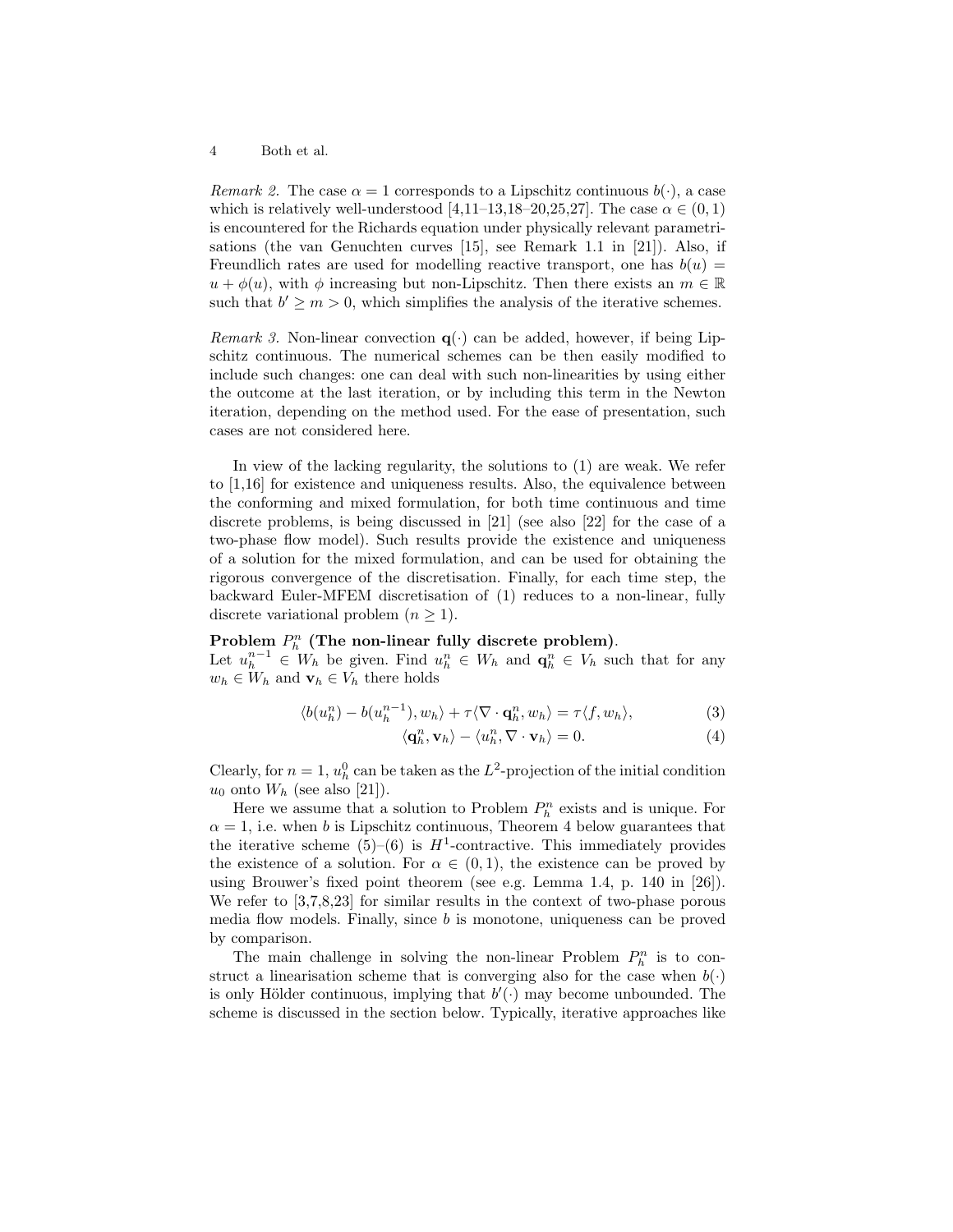*Remark 2.* The case $\alpha = 1$ corresponds to a Lipschitz continuous $b(\cdot)$, a case which is relatively well-understood [4,11–13,18–20,25,27]. The case $\alpha \in (0,1)$ is encountered for the Richards equation under physically relevant parametrisations (the van Genuchten curves [15], see Remark 1.1 in [21]). Also, if Freundlich rates are used for modelling reactive transport, one has $b(u) = u + \phi(u)$, with $\phi$ increasing but non-Lipschitz. Then there exists an $m \in \mathbb{R}$ such that $b' \geq m > 0$, which simplifies the analysis of the iterative schemes.

*Remark 3.* Non-linear convection $\mathbf{q}(\cdot)$ can be added, however, if being Lipschitz continuous. The numerical schemes can be then easily modified to include such changes: one can deal with such non-linearities by using either the outcome at the last iteration, or by including this term in the Newton iteration, depending on the method used. For the ease of presentation, such cases are not considered here.

In view of the lacking regularity, the solutions to (1) are weak. We refer to [1,16] for existence and uniqueness results. Also, the equivalence between the conforming and mixed formulation, for both time continuous and time discrete problems, is being discussed in [21] (see also [22] for the case of a two-phase flow model). Such results provide the existence and uniqueness of a solution for the mixed formulation, and can be used for obtaining the rigorous convergence of the discretisation. Finally, for each time step, the backward Euler-MFEM discretisation of (1) reduces to a non-linear, fully discrete variational problem ($n \geq 1$).

**Problem $P_h^n$ (The non-linear fully discrete problem).**
Let $u_h^{n-1} \in W_h$ be given. Find $u_h^n \in W_h$ and $\mathbf{q}_h^n \in V_h$ such that for any $w_h \in W_h$ and $\mathbf{v}_h \in V_h$ there holds

$$\langle b(u_h^n) - b(u_h^{n-1}), w_h \rangle + \tau \langle \nabla \cdot \mathbf{q}_h^n, w_h \rangle = \tau \langle f, w_h \rangle, \tag{3}$$

$$\langle \mathbf{q}_h^n, \mathbf{v}_h \rangle - \langle u_h^n, \nabla \cdot \mathbf{v}_h \rangle = 0. \tag{4}$$

Clearly, for $n = 1$, $u_h^0$ can be taken as the $L^2$-projection of the initial condition $u_0$ onto $W_h$ (see also [21]).

Here we assume that a solution to Problem $P_h^n$ exists and is unique. For $\alpha = 1$, i.e. when $b$ is Lipschitz continuous, Theorem 4 below guarantees that the iterative scheme (5)–(6) is $H^1$-contractive. This immediately provides the existence of a solution. For $\alpha \in (0,1)$, the existence can be proved by using Brouwer's fixed point theorem (see e.g. Lemma 1.4, p. 140 in [26]). We refer to [3,7,8,23] for similar results in the context of two-phase porous media flow models. Finally, since $b$ is monotone, uniqueness can be proved by comparison.

The main challenge in solving the non-linear Problem $P_h^n$ is to construct a linearisation scheme that is converging also for the case when $b(\cdot)$ is only Hölder continuous, implying that $b'(\cdot)$ may become unbounded. The scheme is discussed in the section below. Typically, iterative approaches like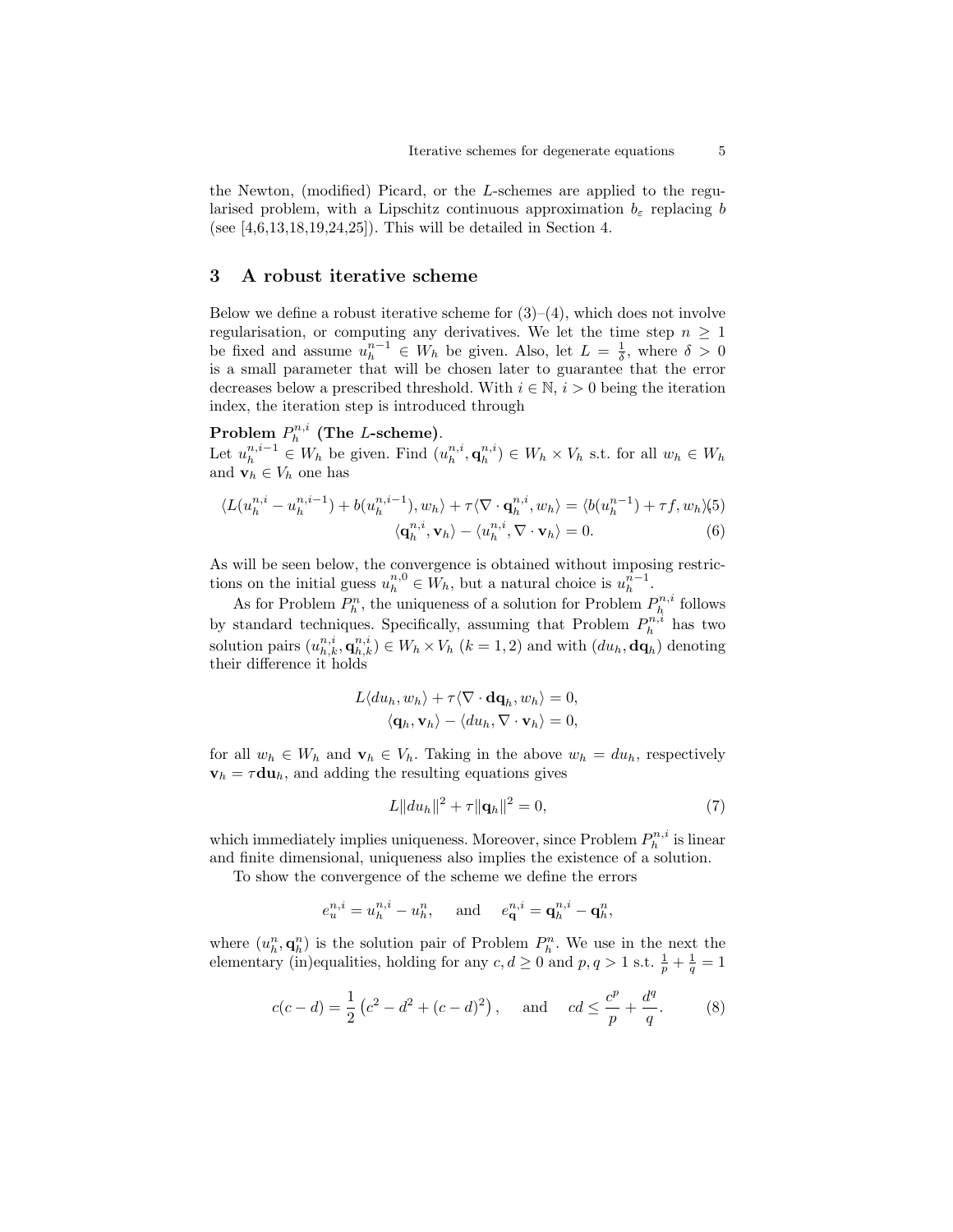the Newton, (modified) Picard, or the $L$-schemes are applied to the regularised problem, with a Lipschitz continuous approximation $b_\varepsilon$ replacing $b$ (see [4,6,13,18,19,24,25]). This will be detailed in Section 4.

## 3 A robust iterative scheme

Below we define a robust iterative scheme for (3)–(4), which does not involve regularisation, or computing any derivatives. We let the time step $n \geq 1$ be fixed and assume $u_h^{n-1} \in W_h$ be given. Also, let $L = \frac{1}{\delta}$, where $\delta > 0$ is a small parameter that will be chosen later to guarantee that the error decreases below a prescribed threshold. With $i \in \mathbb{N}$, $i > 0$ being the iteration index, the iteration step is introduced through

**Problem $P_h^{n,i}$ (The $L$-scheme).**
Let $u_h^{n,i-1} \in W_h$ be given. Find $(u_h^{n,i}, \mathbf{q}_h^{n,i}) \in W_h \times V_h$ s.t. for all $w_h \in W_h$ and $\mathbf{v}_h \in V_h$ one has

$$\langle L(u_h^{n,i} - u_h^{n,i-1}) + b(u_h^{n,i-1}), w_h\rangle + \tau\langle \nabla \cdot \mathbf{q}_h^{n,i}, w_h\rangle = \langle b(u_h^{n-1}) + \tau f, w_h\rangle \quad (5)$$

$$\langle \mathbf{q}_h^{n,i}, \mathbf{v}_h\rangle - \langle u_h^{n,i}, \nabla \cdot \mathbf{v}_h\rangle = 0. \quad (6)$$

As will be seen below, the convergence is obtained without imposing restrictions on the initial guess $u_h^{n,0} \in W_h$, but a natural choice is $u_h^{n-1}$.

As for Problem $P_h^n$, the uniqueness of a solution for Problem $P_h^{n,i}$ follows by standard techniques. Specifically, assuming that Problem $P_h^{n,i}$ has two solution pairs $(u_{h,k}^{n,i}, \mathbf{q}_{h,k}^{n,i}) \in W_h \times V_h$ $(k = 1, 2)$ and with $(du_h, \mathbf{dq}_h)$ denoting their difference it holds

$$L\langle du_h, w_h\rangle + \tau\langle \nabla \cdot \mathbf{dq}_h, w_h\rangle = 0,$$
$$\langle \mathbf{q}_h, \mathbf{v}_h\rangle - \langle du_h, \nabla \cdot \mathbf{v}_h\rangle = 0,$$

for all $w_h \in W_h$ and $\mathbf{v}_h \in V_h$. Taking in the above $w_h = du_h$, respectively $\mathbf{v}_h = \tau \mathbf{du}_h$, and adding the resulting equations gives

$$L\|du_h\|^2 + \tau\|\mathbf{q}_h\|^2 = 0, \quad (7)$$

which immediately implies uniqueness. Moreover, since Problem $P_h^{n,i}$ is linear and finite dimensional, uniqueness also implies the existence of a solution.

To show the convergence of the scheme we define the errors

$$e_u^{n,i} = u_h^{n,i} - u_h^n, \quad \text{and} \quad e_{\mathbf{q}}^{n,i} = \mathbf{q}_h^{n,i} - \mathbf{q}_h^n,$$

where $(u_h^n, \mathbf{q}_h^n)$ is the solution pair of Problem $P_h^n$. We use in the next the elementary (in)equalities, holding for any $c, d \geq 0$ and $p, q > 1$ s.t. $\frac{1}{p} + \frac{1}{q} = 1$

$$c(c-d) = \frac{1}{2}\left(c^2 - d^2 + (c-d)^2\right), \quad \text{and} \quad cd \leq \frac{c^p}{p} + \frac{d^q}{q}. \quad (8)$$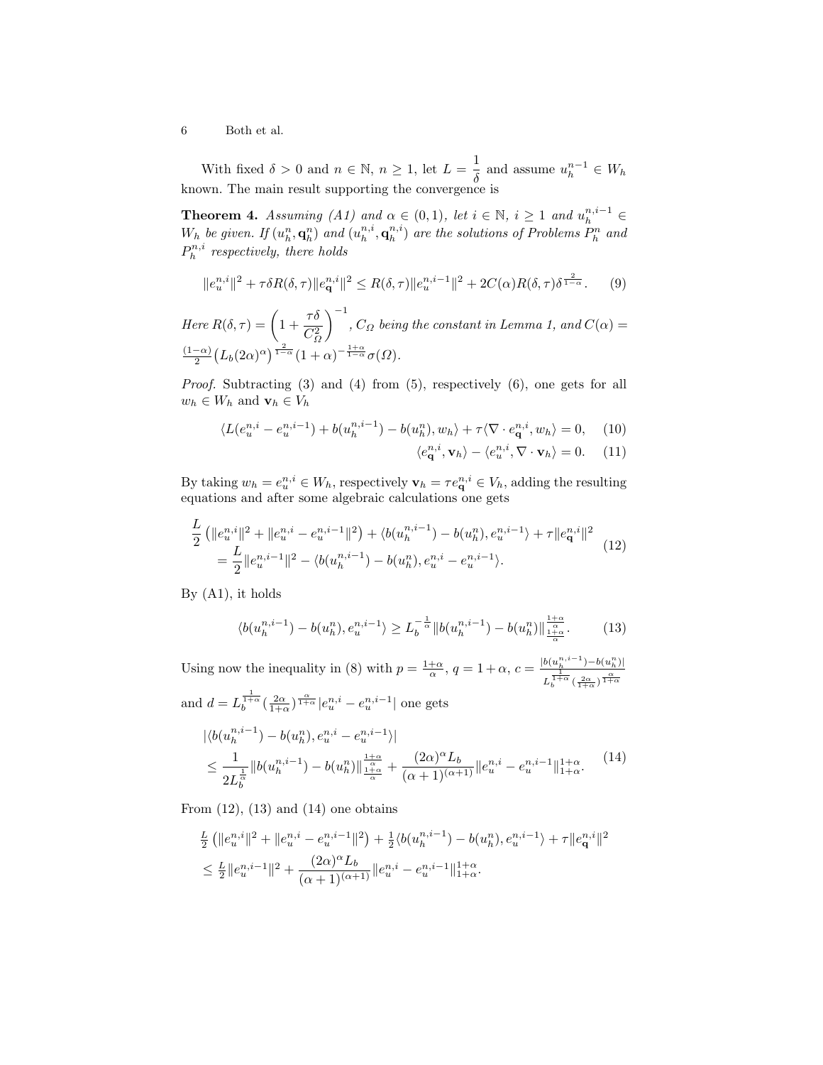With fixed $\delta > 0$ and $n \in \mathbb{N}$, $n \geq 1$, let $L = \dfrac{1}{\delta}$ and assume $u_h^{n-1} \in W_h$ known. The main result supporting the convergence is

**Theorem 4.** *Assuming (A1) and $\alpha \in (0,1)$, let $i \in \mathbb{N}$, $i \geq 1$ and $u_h^{n,i-1} \in W_h$ be given. If $(u_h^n, \mathbf{q}_h^n)$ and $(u_h^{n,i}, \mathbf{q}_h^{n,i})$ are the solutions of Problems $P_h^n$ and $P_h^{n,i}$ respectively, there holds*

$$\|e_u^{n,i}\|^2 + \tau\delta R(\delta,\tau)\|e_{\mathbf{q}}^{n,i}\|^2 \leq R(\delta,\tau)\|e_u^{n,i-1}\|^2 + 2C(\alpha)R(\delta,\tau)\delta^{\frac{2}{1-\alpha}}. \tag{9}$$

*Here $R(\delta,\tau) = \left(1 + \dfrac{\tau\delta}{C_\Omega^2}\right)^{-1}$, $C_\Omega$ being the constant in Lemma 1, and $C(\alpha) = \frac{(1-\alpha)}{2}\big(L_b(2\alpha)^\alpha\big)^{\frac{2}{1-\alpha}}(1+\alpha)^{-\frac{1+\alpha}{1-\alpha}}\sigma(\Omega)$.*

*Proof.* Subtracting (3) and (4) from (5), respectively (6), one gets for all $w_h \in W_h$ and $\mathbf{v}_h \in V_h$

$$\langle L(e_u^{n,i} - e_u^{n,i-1}) + b(u_h^{n,i-1}) - b(u_h^n), w_h\rangle + \tau\langle\nabla\cdot e_{\mathbf{q}}^{n,i}, w_h\rangle = 0, \tag{10}$$

$$\langle e_{\mathbf{q}}^{n,i}, \mathbf{v}_h\rangle - \langle e_u^{n,i}, \nabla\cdot\mathbf{v}_h\rangle = 0. \tag{11}$$

By taking $w_h = e_u^{n,i} \in W_h$, respectively $\mathbf{v}_h = \tau e_{\mathbf{q}}^{n,i} \in V_h$, adding the resulting equations and after some algebraic calculations one gets

$$\begin{aligned}
&\frac{L}{2}\left(\|e_u^{n,i}\|^2 + \|e_u^{n,i} - e_u^{n,i-1}\|^2\right) + \langle b(u_h^{n,i-1}) - b(u_h^n), e_u^{n,i-1}\rangle + \tau\|e_{\mathbf{q}}^{n,i}\|^2 \\
&\quad = \frac{L}{2}\|e_u^{n,i-1}\|^2 - \langle b(u_h^{n,i-1}) - b(u_h^n), e_u^{n,i} - e_u^{n,i-1}\rangle.
\end{aligned} \tag{12}$$

By (A1), it holds

$$\langle b(u_h^{n,i-1}) - b(u_h^n), e_u^{n,i-1}\rangle \geq L_b^{-\frac{1}{\alpha}}\|b(u_h^{n,i-1}) - b(u_h^n)\|_{\frac{1+\alpha}{\alpha}}^{\frac{1+\alpha}{\alpha}}. \tag{13}$$

Using now the inequality in (8) with $p = \frac{1+\alpha}{\alpha}$, $q = 1+\alpha$, $c = \frac{|b(u_h^{n,i-1}) - b(u_h^n)|}{L_b^{\frac{1}{1+\alpha}}(\frac{2\alpha}{1+\alpha})^{\frac{\alpha}{1+\alpha}}}$ and $d = L_b^{\frac{1}{1+\alpha}}(\frac{2\alpha}{1+\alpha})^{\frac{\alpha}{1+\alpha}}|e_u^{n,i} - e_u^{n,i-1}|$ one gets

$$\begin{aligned}
&|\langle b(u_h^{n,i-1}) - b(u_h^n), e_u^{n,i} - e_u^{n,i-1}\rangle| \\
&\leq \frac{1}{2L_b^{\frac{1}{\alpha}}}\|b(u_h^{n,i-1}) - b(u_h^n)\|_{\frac{1+\alpha}{\alpha}}^{\frac{1+\alpha}{\alpha}} + \frac{(2\alpha)^\alpha L_b}{(\alpha+1)^{(\alpha+1)}}\|e_u^{n,i} - e_u^{n,i-1}\|_{1+\alpha}^{1+\alpha}.
\end{aligned} \tag{14}$$

From (12), (13) and (14) one obtains

$$\begin{aligned}
&\tfrac{L}{2}\left(\|e_u^{n,i}\|^2 + \|e_u^{n,i} - e_u^{n,i-1}\|^2\right) + \tfrac{1}{2}\langle b(u_h^{n,i-1}) - b(u_h^n), e_u^{n,i-1}\rangle + \tau\|e_{\mathbf{q}}^{n,i}\|^2 \\
&\leq \tfrac{L}{2}\|e_u^{n,i-1}\|^2 + \frac{(2\alpha)^\alpha L_b}{(\alpha+1)^{(\alpha+1)}}\|e_u^{n,i} - e_u^{n,i-1}\|_{1+\alpha}^{1+\alpha}.
\end{aligned}$$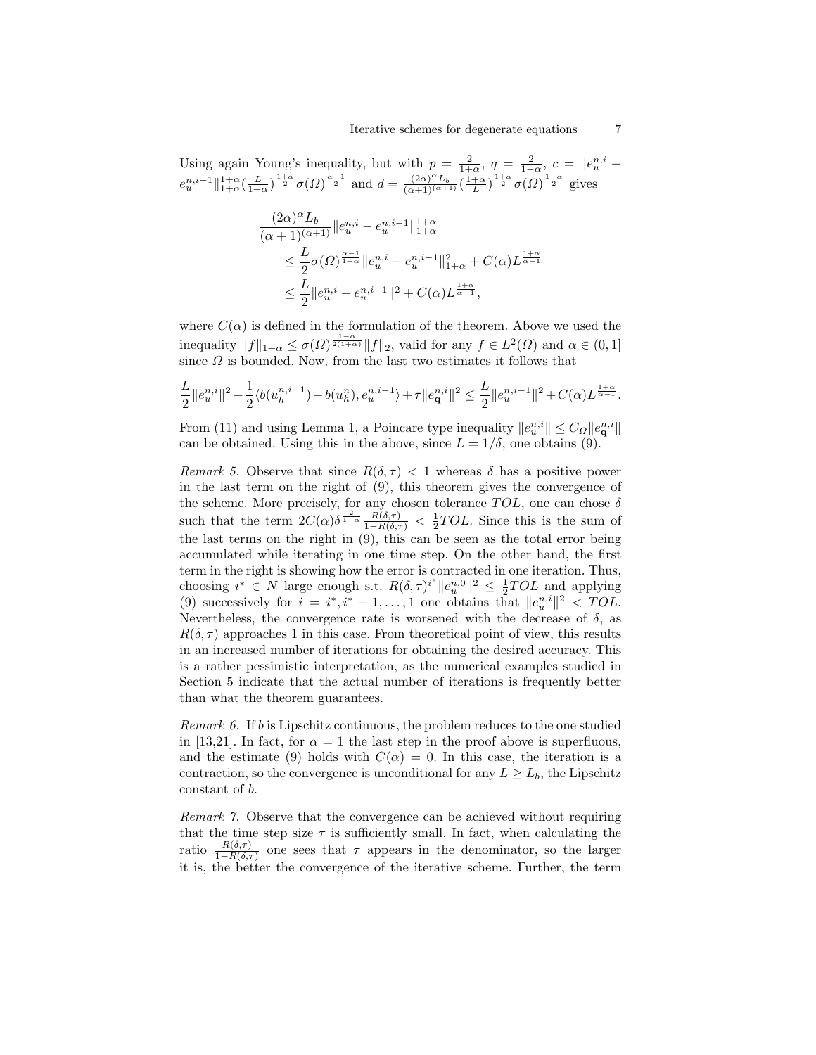Using again Young's inequality, but with $p = \frac{2}{1+\alpha}$, $q = \frac{2}{1-\alpha}$, $c = \|e_u^{n,i} - e_u^{n,i-1}\|_{1+\alpha}^{1+\alpha}(\frac{L}{1+\alpha})^{\frac{1+\alpha}{2}}\sigma(\Omega)^{\frac{\alpha-1}{2}}$ and $d = \frac{(2\alpha)^\alpha L_b}{(\alpha+1)^{(\alpha+1)}}(\frac{1+\alpha}{L})^{\frac{1+\alpha}{2}}\sigma(\Omega)^{\frac{1-\alpha}{2}}$ gives

$$
\begin{aligned}
&\frac{(2\alpha)^\alpha L_b}{(\alpha+1)^{(\alpha+1)}}\|e_u^{n,i} - e_u^{n,i-1}\|_{1+\alpha}^{1+\alpha} \\
&\quad \le \frac{L}{2}\sigma(\Omega)^{\frac{\alpha-1}{1+\alpha}}\|e_u^{n,i} - e_u^{n,i-1}\|_{1+\alpha}^2 + C(\alpha)L^{\frac{1+\alpha}{\alpha-1}} \\
&\quad \le \frac{L}{2}\|e_u^{n,i} - e_u^{n,i-1}\|^2 + C(\alpha)L^{\frac{1+\alpha}{\alpha-1}},
\end{aligned}
$$

where $C(\alpha)$ is defined in the formulation of the theorem. Above we used the inequality $\|f\|_{1+\alpha} \le \sigma(\Omega)^{\frac{1-\alpha}{2(1+\alpha)}}\|f\|_2$, valid for any $f \in L^2(\Omega)$ and $\alpha \in (0,1]$ since $\Omega$ is bounded. Now, from the last two estimates it follows that

$$
\frac{L}{2}\|e_u^{n,i}\|^2 + \frac{1}{2}\langle b(u_h^{n,i-1}) - b(u_h^n), e_u^{n,i-1}\rangle + \tau\|e_{\mathbf{q}}^{n,i}\|^2 \le \frac{L}{2}\|e_u^{n,i-1}\|^2 + C(\alpha)L^{\frac{1+\alpha}{\alpha-1}}.
$$

From (11) and using Lemma 1, a Poincare type inequality $\|e_u^{n,i}\| \le C_\Omega\|e_{\mathbf{q}}^{n,i}\|$ can be obtained. Using this in the above, since $L = 1/\delta$, one obtains (9).

*Remark 5.* Observe that since $R(\delta,\tau) < 1$ whereas $\delta$ has a positive power in the last term on the right of (9), this theorem gives the convergence of the scheme. More precisely, for any chosen tolerance $TOL$, one can chose $\delta$ such that the term $2C(\alpha)\delta^{\frac{2}{1-\alpha}}\frac{R(\delta,\tau)}{1-R(\delta,\tau)} < \frac{1}{2}TOL$. Since this is the sum of the last terms on the right in (9), this can be seen as the total error being accumulated while iterating in one time step. On the other hand, the first term in the right is showing how the error is contracted in one iteration. Thus, choosing $i^* \in N$ large enough s.t. $R(\delta,\tau)^{i^*}\|e_u^{n,0}\|^2 \le \frac{1}{2}TOL$ and applying (9) successively for $i = i^*, i^*-1, \ldots, 1$ one obtains that $\|e_u^{n,i}\|^2 < TOL$. Nevertheless, the convergence rate is worsened with the decrease of $\delta$, as $R(\delta,\tau)$ approaches 1 in this case. From theoretical point of view, this results in an increased number of iterations for obtaining the desired accuracy. This is a rather pessimistic interpretation, as the numerical examples studied in Section 5 indicate that the actual number of iterations is frequently better than what the theorem guarantees.

*Remark 6.* If $b$ is Lipschitz continuous, the problem reduces to the one studied in [13,21]. In fact, for $\alpha = 1$ the last step in the proof above is superfluous, and the estimate (9) holds with $C(\alpha) = 0$. In this case, the iteration is a contraction, so the convergence is unconditional for any $L \ge L_b$, the Lipschitz constant of $b$.

*Remark 7.* Observe that the convergence can be achieved without requiring that the time step size $\tau$ is sufficiently small. In fact, when calculating the ratio $\frac{R(\delta,\tau)}{1-R(\delta,\tau)}$ one sees that $\tau$ appears in the denominator, so the larger it is, the better the convergence of the iterative scheme. Further, the term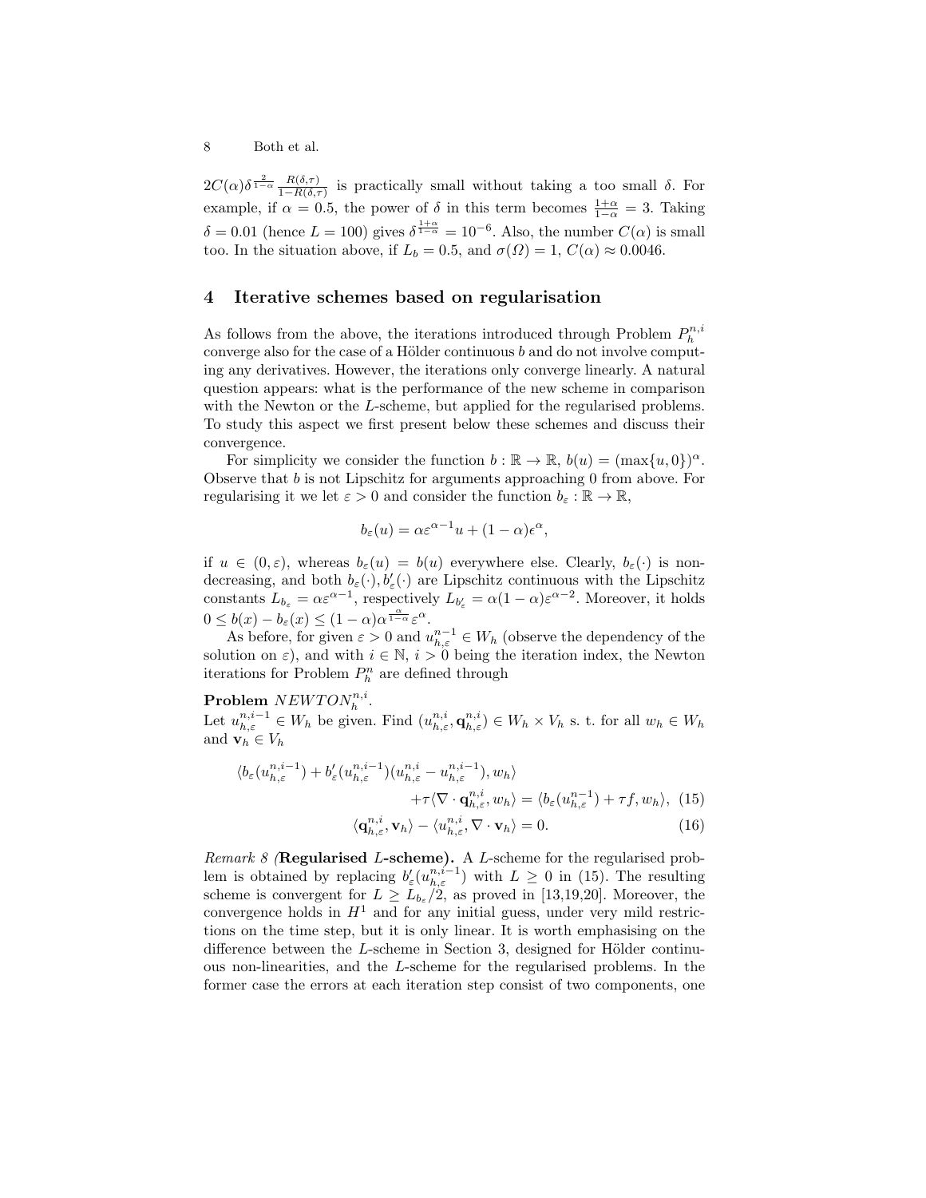$2C(\alpha)\delta^{\frac{2}{1-\alpha}} \frac{R(\delta,\tau)}{1-R(\delta,\tau)}$ is practically small without taking a too small $\delta$. For example, if $\alpha = 0.5$, the power of $\delta$ in this term becomes $\frac{1+\alpha}{1-\alpha} = 3$. Taking $\delta = 0.01$ (hence $L = 100$) gives $\delta^{\frac{1+\alpha}{1-\alpha}} = 10^{-6}$. Also, the number $C(\alpha)$ is small too. In the situation above, if $L_b = 0.5$, and $\sigma(\Omega) = 1$, $C(\alpha) \approx 0.0046$.

## 4 Iterative schemes based on regularisation

As follows from the above, the iterations introduced through Problem $P_h^{n,i}$ converge also for the case of a Hölder continuous $b$ and do not involve computing any derivatives. However, the iterations only converge linearly. A natural question appears: what is the performance of the new scheme in comparison with the Newton or the $L$-scheme, but applied for the regularised problems. To study this aspect we first present below these schemes and discuss their convergence.

For simplicity we consider the function $b : \mathbb{R} \to \mathbb{R}$, $b(u) = (\max\{u, 0\})^\alpha$. Observe that $b$ is not Lipschitz for arguments approaching 0 from above. For regularising it we let $\varepsilon > 0$ and consider the function $b_\varepsilon : \mathbb{R} \to \mathbb{R}$,

$$b_\varepsilon(u) = \alpha\varepsilon^{\alpha-1}u + (1-\alpha)\epsilon^\alpha,$$

if $u \in (0, \varepsilon)$, whereas $b_\varepsilon(u) = b(u)$ everywhere else. Clearly, $b_\varepsilon(\cdot)$ is non-decreasing, and both $b_\varepsilon(\cdot), b'_\varepsilon(\cdot)$ are Lipschitz continuous with the Lipschitz constants $L_{b_\varepsilon} = \alpha\varepsilon^{\alpha-1}$, respectively $L_{b'_\varepsilon} = \alpha(1-\alpha)\varepsilon^{\alpha-2}$. Moreover, it holds $0 \le b(x) - b_\varepsilon(x) \le (1-\alpha)\alpha^{\frac{\alpha}{1-\alpha}}\varepsilon^\alpha$.

As before, for given $\varepsilon > 0$ and $u_{h,\varepsilon}^{n-1} \in W_h$ (observe the dependency of the solution on $\varepsilon$), and with $i \in \mathbb{N}$, $i > 0$ being the iteration index, the Newton iterations for Problem $P_h^n$ are defined through

**Problem** $NEWTON_h^{n,i}$.
Let $u_{h,\varepsilon}^{n,i-1} \in W_h$ be given. Find $(u_{h,\varepsilon}^{n,i}, \mathbf{q}_{h,\varepsilon}^{n,i}) \in W_h \times V_h$ s. t. for all $w_h \in W_h$ and $\mathbf{v}_h \in V_h$

$$\langle b_\varepsilon(u_{h,\varepsilon}^{n,i-1}) + b'_\varepsilon(u_{h,\varepsilon}^{n,i-1})(u_{h,\varepsilon}^{n,i} - u_{h,\varepsilon}^{n,i-1}), w_h\rangle + \tau\langle\nabla\cdot\mathbf{q}_{h,\varepsilon}^{n,i}, w_h\rangle = \langle b_\varepsilon(u_{h,\varepsilon}^{n-1}) + \tau f, w_h\rangle, \quad (15)$$

$$\langle\mathbf{q}_{h,\varepsilon}^{n,i}, \mathbf{v}_h\rangle - \langle u_{h,\varepsilon}^{n,i}, \nabla\cdot\mathbf{v}_h\rangle = 0. \quad (16)$$

*Remark 8* (**Regularised** $L$**-scheme).** A $L$-scheme for the regularised problem is obtained by replacing $b'_\varepsilon(u_{h,\varepsilon}^{n,i-1})$ with $L \ge 0$ in (15). The resulting scheme is convergent for $L \ge L_{b_\varepsilon}/2$, as proved in [13,19,20]. Moreover, the convergence holds in $H^1$ and for any initial guess, under very mild restrictions on the time step, but it is only linear. It is worth emphasising on the difference between the $L$-scheme in Section 3, designed for Hölder continuous non-linearities, and the $L$-scheme for the regularised problems. In the former case the errors at each iteration step consist of two components, one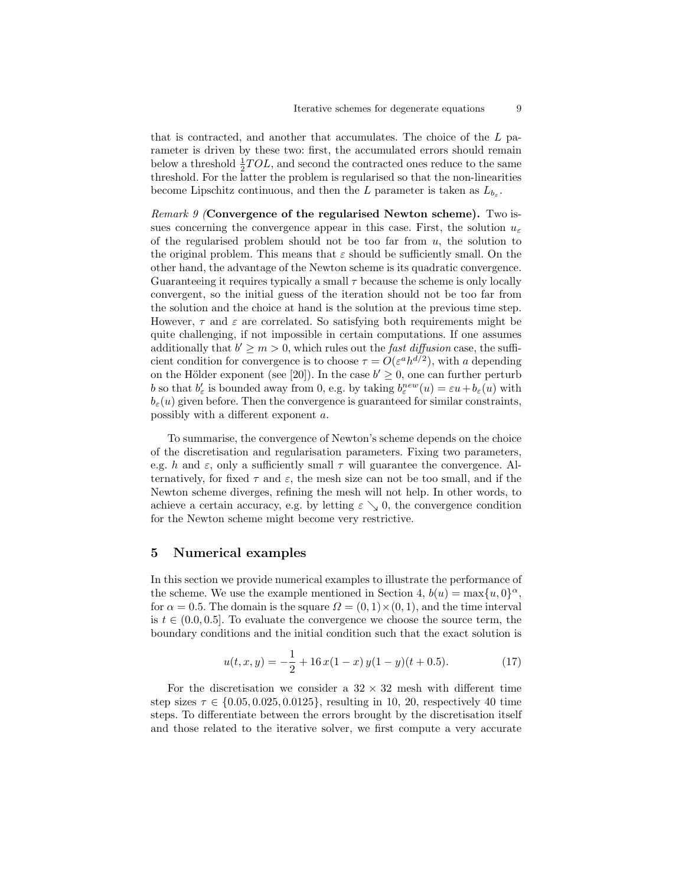that is contracted, and another that accumulates. The choice of the $L$ parameter is driven by these two: first, the accumulated errors should remain below a threshold $\frac{1}{2}TOL$, and second the contracted ones reduce to the same threshold. For the latter the problem is regularised so that the non-linearities become Lipschitz continuous, and then the $L$ parameter is taken as $L_{b_\varepsilon}$.

*Remark 9 (***Convergence of the regularised Newton scheme).** Two issues concerning the convergence appear in this case. First, the solution $u_\varepsilon$ of the regularised problem should not be too far from $u$, the solution to the original problem. This means that $\varepsilon$ should be sufficiently small. On the other hand, the advantage of the Newton scheme is its quadratic convergence. Guaranteeing it requires typically a small $\tau$ because the scheme is only locally convergent, so the initial guess of the iteration should not be too far from the solution and the choice at hand is the solution at the previous time step. However, $\tau$ and $\varepsilon$ are correlated. So satisfying both requirements might be quite challenging, if not impossible in certain computations. If one assumes additionally that $b' \geq m > 0$, which rules out the *fast diffusion* case, the sufficient condition for convergence is to choose $\tau = O(\varepsilon^a h^{d/2})$, with $a$ depending on the Hölder exponent (see [20]). In the case $b' \geq 0$, one can further perturb $b$ so that $b'_\varepsilon$ is bounded away from 0, e.g. by taking $b_\varepsilon^{new}(u) = \varepsilon u + b_\varepsilon(u)$ with $b_\varepsilon(u)$ given before. Then the convergence is guaranteed for similar constraints, possibly with a different exponent $a$.

To summarise, the convergence of Newton's scheme depends on the choice of the discretisation and regularisation parameters. Fixing two parameters, e.g. $h$ and $\varepsilon$, only a sufficiently small $\tau$ will guarantee the convergence. Alternatively, for fixed $\tau$ and $\varepsilon$, the mesh size can not be too small, and if the Newton scheme diverges, refining the mesh will not help. In other words, to achieve a certain accuracy, e.g. by letting $\varepsilon \searrow 0$, the convergence condition for the Newton scheme might become very restrictive.

## 5 Numerical examples

In this section we provide numerical examples to illustrate the performance of the scheme. We use the example mentioned in Section 4, $b(u) = \max\{u, 0\}^\alpha$, for $\alpha = 0.5$. The domain is the square $\Omega = (0,1) \times (0,1)$, and the time interval is $t \in (0.0, 0.5]$. To evaluate the convergence we choose the source term, the boundary conditions and the initial condition such that the exact solution is

$$u(t, x, y) = -\frac{1}{2} + 16\, x(1-x)\, y(1-y)(t + 0.5). \tag{17}$$

For the discretisation we consider a $32 \times 32$ mesh with different time step sizes $\tau \in \{0.05, 0.025, 0.0125\}$, resulting in 10, 20, respectively 40 time steps. To differentiate between the errors brought by the discretisation itself and those related to the iterative solver, we first compute a very accurate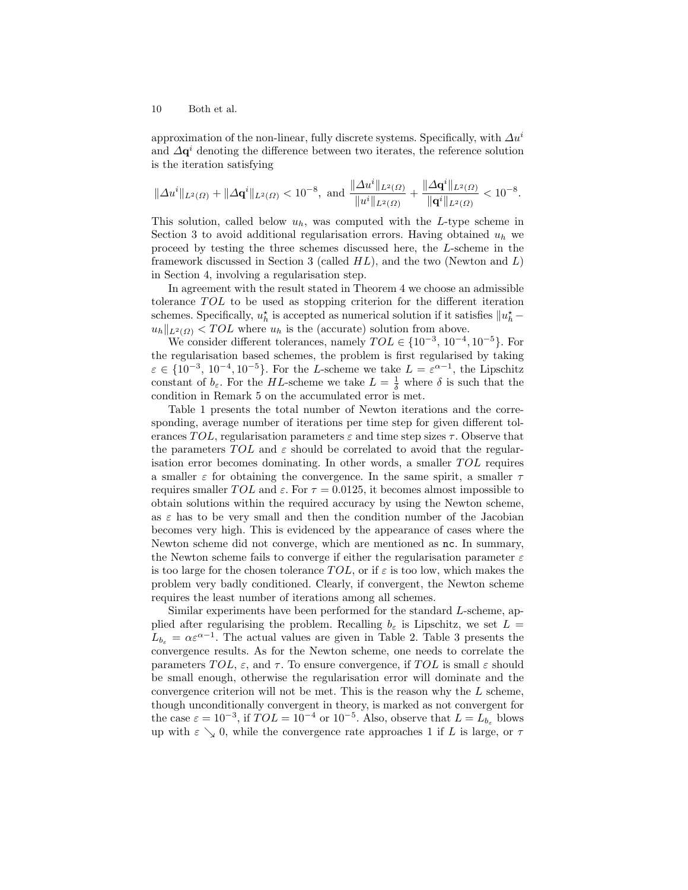approximation of the non-linear, fully discrete systems. Specifically, with $\Delta u^i$ and $\Delta \mathbf{q}^i$ denoting the difference between two iterates, the reference solution is the iteration satisfying

$$\|\Delta u^i\|_{L^2(\Omega)} + \|\Delta \mathbf{q}^i\|_{L^2(\Omega)} < 10^{-8}, \text{ and } \frac{\|\Delta u^i\|_{L^2(\Omega)}}{\|u^i\|_{L^2(\Omega)}} + \frac{\|\Delta \mathbf{q}^i\|_{L^2(\Omega)}}{\|\mathbf{q}^i\|_{L^2(\Omega)}} < 10^{-8}.$$

This solution, called below $u_h$, was computed with the $L$-type scheme in Section 3 to avoid additional regularisation errors. Having obtained $u_h$ we proceed by testing the three schemes discussed here, the $L$-scheme in the framework discussed in Section 3 (called $HL$), and the two (Newton and $L$) in Section 4, involving a regularisation step.

In agreement with the result stated in Theorem 4 we choose an admissible tolerance $TOL$ to be used as stopping criterion for the different iteration schemes. Specifically, $u_h^\star$ is accepted as numerical solution if it satisfies $\|u_h^\star - u_h\|_{L^2(\Omega)} < TOL$ where $u_h$ is the (accurate) solution from above.

We consider different tolerances, namely $TOL \in \{10^{-3},\ 10^{-4}, 10^{-5}\}$. For the regularisation based schemes, the problem is first regularised by taking $\varepsilon \in \{10^{-3},\ 10^{-4}, 10^{-5}\}$. For the $L$-scheme we take $L = \varepsilon^{\alpha-1}$, the Lipschitz constant of $b_\varepsilon$. For the $HL$-scheme we take $L = \frac{1}{\delta}$ where $\delta$ is such that the condition in Remark 5 on the accumulated error is met.

Table 1 presents the total number of Newton iterations and the corresponding, average number of iterations per time step for given different tolerances $TOL$, regularisation parameters $\varepsilon$ and time step sizes $\tau$. Observe that the parameters $TOL$ and $\varepsilon$ should be correlated to avoid that the regularisation error becomes dominating. In other words, a smaller $TOL$ requires a smaller $\varepsilon$ for obtaining the convergence. In the same spirit, a smaller $\tau$ requires smaller $TOL$ and $\varepsilon$. For $\tau = 0.0125$, it becomes almost impossible to obtain solutions within the required accuracy by using the Newton scheme, as $\varepsilon$ has to be very small and then the condition number of the Jacobian becomes very high. This is evidenced by the appearance of cases where the Newton scheme did not converge, which are mentioned as `nc`. In summary, the Newton scheme fails to converge if either the regularisation parameter $\varepsilon$ is too large for the chosen tolerance $TOL$, or if $\varepsilon$ is too low, which makes the problem very badly conditioned. Clearly, if convergent, the Newton scheme requires the least number of iterations among all schemes.

Similar experiments have been performed for the standard $L$-scheme, applied after regularising the problem. Recalling $b_\varepsilon$ is Lipschitz, we set $L = L_{b_\varepsilon} = \alpha\varepsilon^{\alpha-1}$. The actual values are given in Table 2. Table 3 presents the convergence results. As for the Newton scheme, one needs to correlate the parameters $TOL$, $\varepsilon$, and $\tau$. To ensure convergence, if $TOL$ is small $\varepsilon$ should be small enough, otherwise the regularisation error will dominate and the convergence criterion will not be met. This is the reason why the $L$ scheme, though unconditionally convergent in theory, is marked as not convergent for the case $\varepsilon = 10^{-3}$, if $TOL = 10^{-4}$ or $10^{-5}$. Also, observe that $L = L_{b_\varepsilon}$ blows up with $\varepsilon \searrow 0$, while the convergence rate approaches 1 if $L$ is large, or $\tau$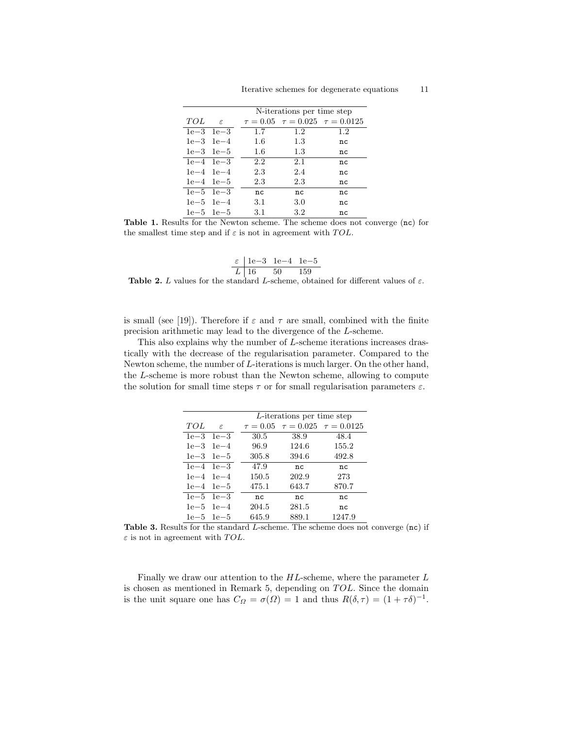|  |  | N-iterations per time step |  |  |
|---|---|---|---|---|
| $TOL$ | $\varepsilon$ | $\tau = 0.05$ | $\tau = 0.025$ | $\tau = 0.0125$ |
| 1e−3 | 1e−3 | 1.7 | 1.2 | 1.2 |
| 1e−3 | 1e−4 | 1.6 | 1.3 | nc |
| 1e−3 | 1e−5 | 1.6 | 1.3 | nc |
| 1e−4 | 1e−3 | 2.2 | 2.1 | nc |
| 1e−4 | 1e−4 | 2.3 | 2.4 | nc |
| 1e−4 | 1e−5 | 2.3 | 2.3 | nc |
| 1e−5 | 1e−3 | nc | nc | nc |
| 1e−5 | 1e−4 | 3.1 | 3.0 | nc |
| 1e−5 | 1e−5 | 3.1 | 3.2 | nc |

**Table 1.** Results for the Newton scheme. The scheme does not converge (nc) for the smallest time step and if $\varepsilon$ is not in agreement with $TOL$.

| $\varepsilon$ | 1e−3 | 1e−4 | 1e−5 |
|---|---|---|---|
| $L$ | 16 | 50 | 159 |

**Table 2.** $L$ values for the standard $L$-scheme, obtained for different values of $\varepsilon$.

is small (see [19]). Therefore if $\varepsilon$ and $\tau$ are small, combined with the finite precision arithmetic may lead to the divergence of the $L$-scheme.

This also explains why the number of $L$-scheme iterations increases drastically with the decrease of the regularisation parameter. Compared to the Newton scheme, the number of $L$-iterations is much larger. On the other hand, the $L$-scheme is more robust than the Newton scheme, allowing to compute the solution for small time steps $\tau$ or for small regularisation parameters $\varepsilon$.

|  |  | $L$-iterations per time step |  |  |
|---|---|---|---|---|
| $TOL$ | $\varepsilon$ | $\tau = 0.05$ | $\tau = 0.025$ | $\tau = 0.0125$ |
| 1e−3 | 1e−3 | 30.5 | 38.9 | 48.4 |
| 1e−3 | 1e−4 | 96.9 | 124.6 | 155.2 |
| 1e−3 | 1e−5 | 305.8 | 394.6 | 492.8 |
| 1e−4 | 1e−3 | 47.9 | nc | nc |
| 1e−4 | 1e−4 | 150.5 | 202.9 | 273 |
| 1e−4 | 1e−5 | 475.1 | 643.7 | 870.7 |
| 1e−5 | 1e−3 | nc | nc | nc |
| 1e−5 | 1e−4 | 204.5 | 281.5 | nc |
| 1e−5 | 1e−5 | 645.9 | 889.1 | 1247.9 |

**Table 3.** Results for the standard $L$-scheme. The scheme does not converge (nc) if $\varepsilon$ is not in agreement with $TOL$.

Finally we draw our attention to the $HL$-scheme, where the parameter $L$ is chosen as mentioned in Remark 5, depending on $TOL$. Since the domain is the unit square one has $C_\Omega = \sigma(\Omega) = 1$ and thus $R(\delta, \tau) = (1 + \tau\delta)^{-1}$.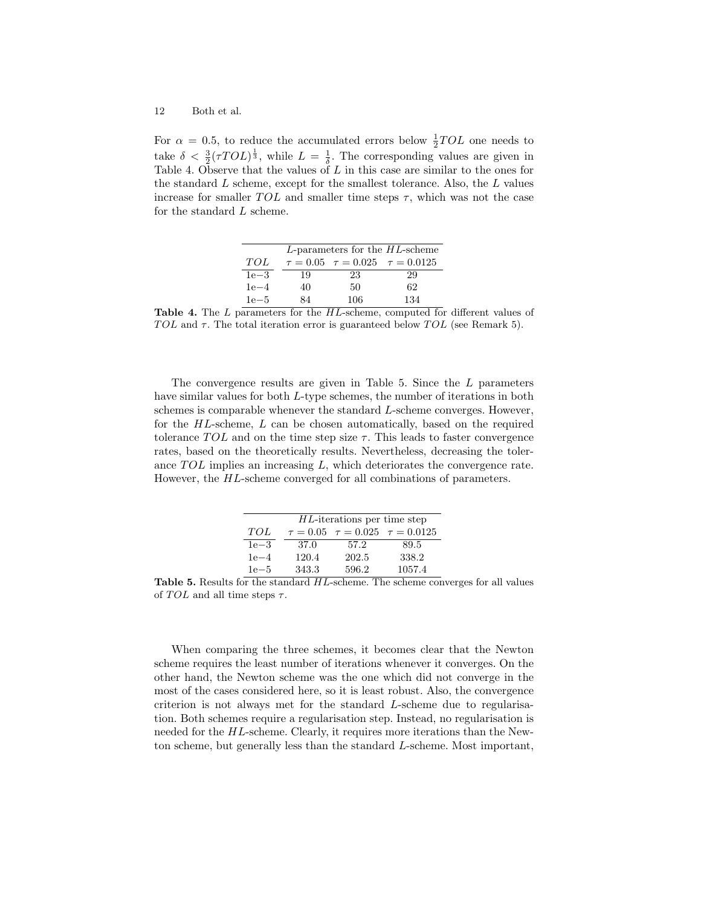For $\alpha = 0.5$, to reduce the accumulated errors below $\frac{1}{2}TOL$ one needs to take $\delta < \frac{3}{2}(\tau TOL)^{\frac{1}{3}}$, while $L = \frac{1}{\delta}$. The corresponding values are given in Table 4. Observe that the values of $L$ in this case are similar to the ones for the standard $L$ scheme, except for the smallest tolerance. Also, the $L$ values increase for smaller $TOL$ and smaller time steps $\tau$, which was not the case for the standard $L$ scheme.

| | $L$-parameters for the $HL$-scheme | | |
|---|---|---|---|
| $TOL$ | $\tau = 0.05$ | $\tau = 0.025$ | $\tau = 0.0125$ |
| 1e−3 | 19 | 23 | 29 |
| 1e−4 | 40 | 50 | 62 |
| 1e−5 | 84 | 106 | 134 |

**Table 4.** The $L$ parameters for the $HL$-scheme, computed for different values of $TOL$ and $\tau$. The total iteration error is guaranteed below $TOL$ (see Remark 5).

The convergence results are given in Table 5. Since the $L$ parameters have similar values for both $L$-type schemes, the number of iterations in both schemes is comparable whenever the standard $L$-scheme converges. However, for the $HL$-scheme, $L$ can be chosen automatically, based on the required tolerance $TOL$ and on the time step size $\tau$. This leads to faster convergence rates, based on the theoretically results. Nevertheless, decreasing the tolerance $TOL$ implies an increasing $L$, which deteriorates the convergence rate. However, the $HL$-scheme converged for all combinations of parameters.

| | $HL$-iterations per time step | | |
|---|---|---|---|
| $TOL$ | $\tau = 0.05$ | $\tau = 0.025$ | $\tau = 0.0125$ |
| 1e−3 | 37.0 | 57.2 | 89.5 |
| 1e−4 | 120.4 | 202.5 | 338.2 |
| 1e−5 | 343.3 | 596.2 | 1057.4 |

**Table 5.** Results for the standard $HL$-scheme. The scheme converges for all values of $TOL$ and all time steps $\tau$.

When comparing the three schemes, it becomes clear that the Newton scheme requires the least number of iterations whenever it converges. On the other hand, the Newton scheme was the one which did not converge in the most of the cases considered here, so it is least robust. Also, the convergence criterion is not always met for the standard $L$-scheme due to regularisation. Both schemes require a regularisation step. Instead, no regularisation is needed for the $HL$-scheme. Clearly, it requires more iterations than the Newton scheme, but generally less than the standard $L$-scheme. Most important,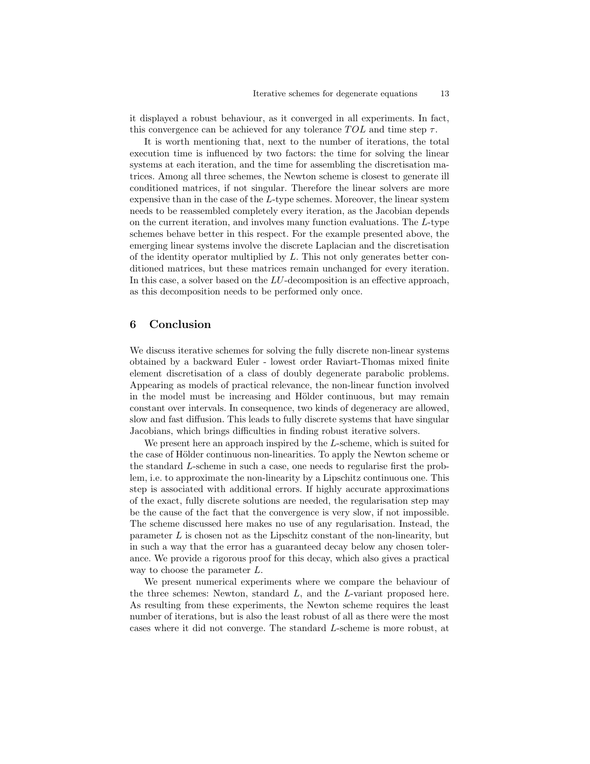it displayed a robust behaviour, as it converged in all experiments. In fact, this convergence can be achieved for any tolerance $TOL$ and time step $\tau$.

It is worth mentioning that, next to the number of iterations, the total execution time is influenced by two factors: the time for solving the linear systems at each iteration, and the time for assembling the discretisation matrices. Among all three schemes, the Newton scheme is closest to generate ill conditioned matrices, if not singular. Therefore the linear solvers are more expensive than in the case of the $L$-type schemes. Moreover, the linear system needs to be reassembled completely every iteration, as the Jacobian depends on the current iteration, and involves many function evaluations. The $L$-type schemes behave better in this respect. For the example presented above, the emerging linear systems involve the discrete Laplacian and the discretisation of the identity operator multiplied by $L$. This not only generates better conditioned matrices, but these matrices remain unchanged for every iteration. In this case, a solver based on the $LU$-decomposition is an effective approach, as this decomposition needs to be performed only once.

## 6 Conclusion

We discuss iterative schemes for solving the fully discrete non-linear systems obtained by a backward Euler - lowest order Raviart-Thomas mixed finite element discretisation of a class of doubly degenerate parabolic problems. Appearing as models of practical relevance, the non-linear function involved in the model must be increasing and Hölder continuous, but may remain constant over intervals. In consequence, two kinds of degeneracy are allowed, slow and fast diffusion. This leads to fully discrete systems that have singular Jacobians, which brings difficulties in finding robust iterative solvers.

We present here an approach inspired by the $L$-scheme, which is suited for the case of Hölder continuous non-linearities. To apply the Newton scheme or the standard $L$-scheme in such a case, one needs to regularise first the problem, i.e. to approximate the non-linearity by a Lipschitz continuous one. This step is associated with additional errors. If highly accurate approximations of the exact, fully discrete solutions are needed, the regularisation step may be the cause of the fact that the convergence is very slow, if not impossible. The scheme discussed here makes no use of any regularisation. Instead, the parameter $L$ is chosen not as the Lipschitz constant of the non-linearity, but in such a way that the error has a guaranteed decay below any chosen tolerance. We provide a rigorous proof for this decay, which also gives a practical way to choose the parameter $L$.

We present numerical experiments where we compare the behaviour of the three schemes: Newton, standard $L$, and the $L$-variant proposed here. As resulting from these experiments, the Newton scheme requires the least number of iterations, but is also the least robust of all as there were the most cases where it did not converge. The standard $L$-scheme is more robust, at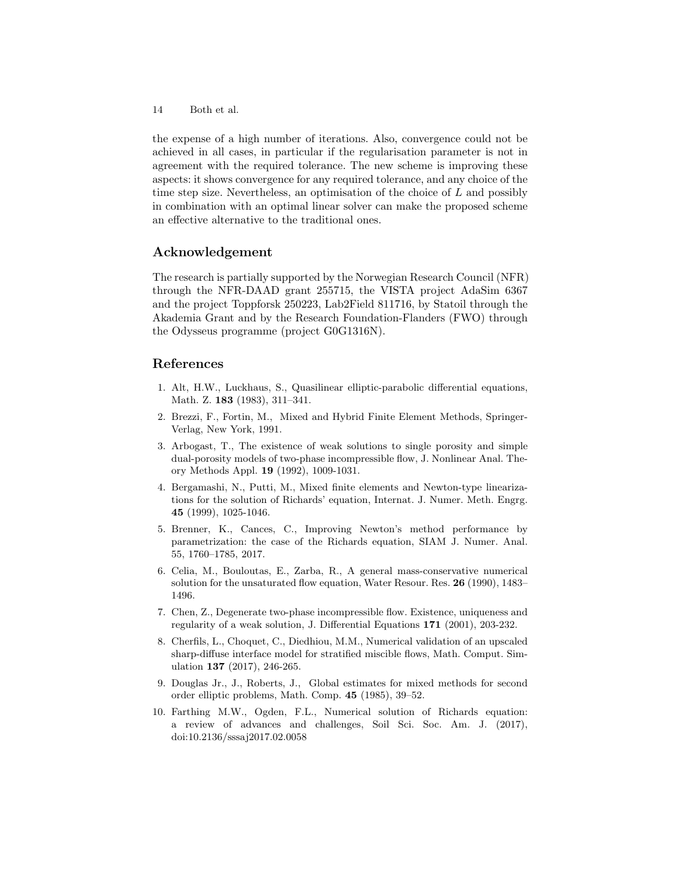the expense of a high number of iterations. Also, convergence could not be achieved in all cases, in particular if the regularisation parameter is not in agreement with the required tolerance. The new scheme is improving these aspects: it shows convergence for any required tolerance, and any choice of the time step size. Nevertheless, an optimisation of the choice of $L$ and possibly in combination with an optimal linear solver can make the proposed scheme an effective alternative to the traditional ones.

## Acknowledgement

The research is partially supported by the Norwegian Research Council (NFR) through the NFR-DAAD grant 255715, the VISTA project AdaSim 6367 and the project Toppforsk 250223, Lab2Field 811716, by Statoil through the Akademia Grant and by the Research Foundation-Flanders (FWO) through the Odysseus programme (project G0G1316N).

## References

1. Alt, H.W., Luckhaus, S., Quasilinear elliptic-parabolic differential equations, Math. Z. **183** (1983), 311–341.
2. Brezzi, F., Fortin, M., Mixed and Hybrid Finite Element Methods, Springer-Verlag, New York, 1991.
3. Arbogast, T., The existence of weak solutions to single porosity and simple dual-porosity models of two-phase incompressible flow, J. Nonlinear Anal. Theory Methods Appl. **19** (1992), 1009-1031.
4. Bergamashi, N., Putti, M., Mixed finite elements and Newton-type linearizations for the solution of Richards' equation, Internat. J. Numer. Meth. Engrg. **45** (1999), 1025-1046.
5. Brenner, K., Cances, C., Improving Newton's method performance by parametrization: the case of the Richards equation, SIAM J. Numer. Anal. 55, 1760–1785, 2017.
6. Celia, M., Bouloutas, E., Zarba, R., A general mass-conservative numerical solution for the unsaturated flow equation, Water Resour. Res. **26** (1990), 1483–1496.
7. Chen, Z., Degenerate two-phase incompressible flow. Existence, uniqueness and regularity of a weak solution, J. Differential Equations **171** (2001), 203-232.
8. Cherfils, L., Choquet, C., Diedhiou, M.M., Numerical validation of an upscaled sharp-diffuse interface model for stratified miscible flows, Math. Comput. Simulation **137** (2017), 246-265.
9. Douglas Jr., J., Roberts, J., Global estimates for mixed methods for second order elliptic problems, Math. Comp. **45** (1985), 39–52.
10. Farthing M.W., Ogden, F.L., Numerical solution of Richards equation: a review of advances and challenges, Soil Sci. Soc. Am. J. (2017), doi:10.2136/sssaj2017.02.0058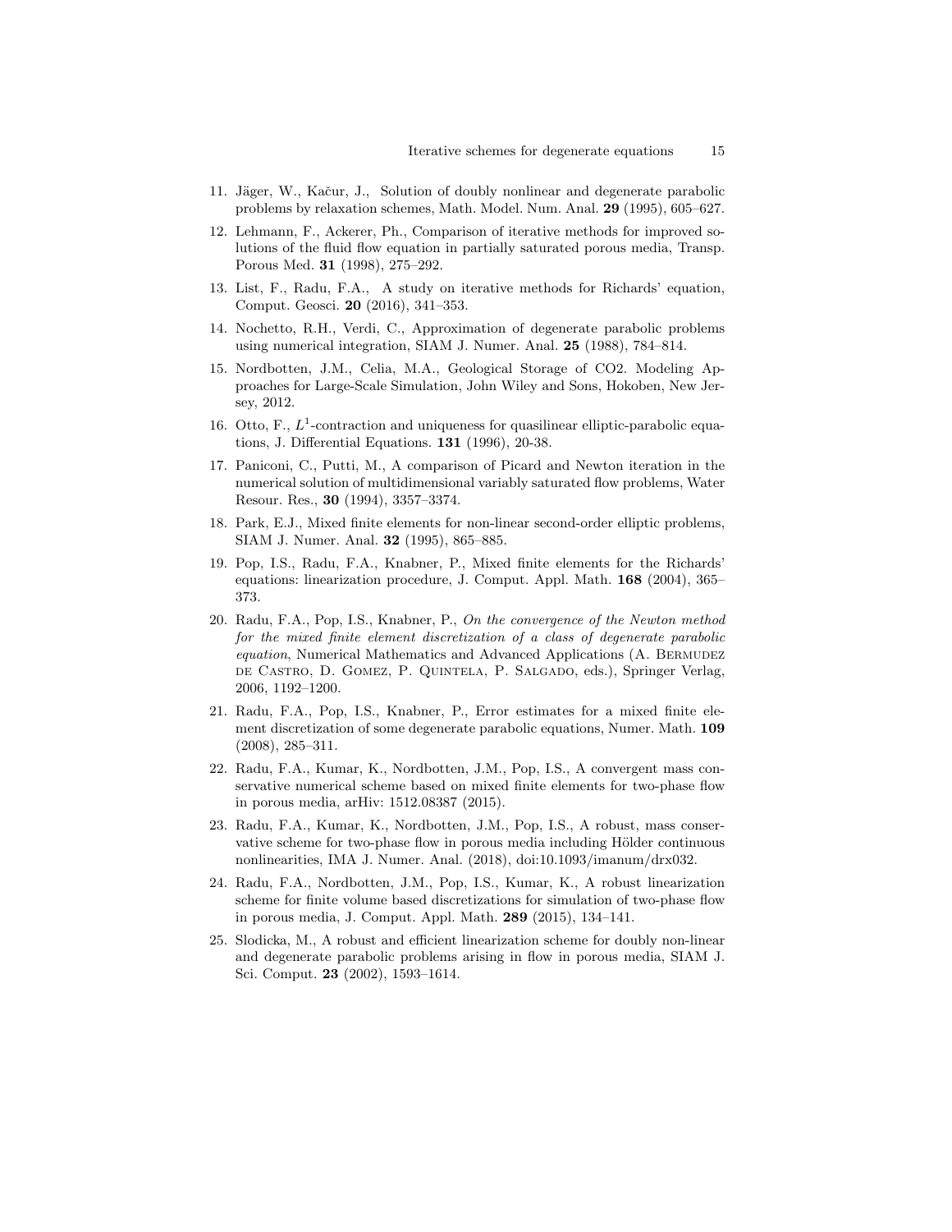11. Jäger, W., Kačur, J., Solution of doubly nonlinear and degenerate parabolic problems by relaxation schemes, Math. Model. Num. Anal. **29** (1995), 605–627.
12. Lehmann, F., Ackerer, Ph., Comparison of iterative methods for improved solutions of the fluid flow equation in partially saturated porous media, Transp. Porous Med. **31** (1998), 275–292.
13. List, F., Radu, F.A., A study on iterative methods for Richards' equation, Comput. Geosci. **20** (2016), 341–353.
14. Nochetto, R.H., Verdi, C., Approximation of degenerate parabolic problems using numerical integration, SIAM J. Numer. Anal. **25** (1988), 784–814.
15. Nordbotten, J.M., Celia, M.A., Geological Storage of CO2. Modeling Approaches for Large-Scale Simulation, John Wiley and Sons, Hokoben, New Jersey, 2012.
16. Otto, F., $L^1$-contraction and uniqueness for quasilinear elliptic-parabolic equations, J. Differential Equations. **131** (1996), 20-38.
17. Paniconi, C., Putti, M., A comparison of Picard and Newton iteration in the numerical solution of multidimensional variably saturated flow problems, Water Resour. Res., **30** (1994), 3357–3374.
18. Park, E.J., Mixed finite elements for non-linear second-order elliptic problems, SIAM J. Numer. Anal. **32** (1995), 865–885.
19. Pop, I.S., Radu, F.A., Knabner, P., Mixed finite elements for the Richards' equations: linearization procedure, J. Comput. Appl. Math. **168** (2004), 365–373.
20. Radu, F.A., Pop, I.S., Knabner, P., *On the convergence of the Newton method for the mixed finite element discretization of a class of degenerate parabolic equation*, Numerical Mathematics and Advanced Applications (A. Bermudez de Castro, D. Gomez, P. Quintela, P. Salgado, eds.), Springer Verlag, 2006, 1192–1200.
21. Radu, F.A., Pop, I.S., Knabner, P., Error estimates for a mixed finite element discretization of some degenerate parabolic equations, Numer. Math. **109** (2008), 285–311.
22. Radu, F.A., Kumar, K., Nordbotten, J.M., Pop, I.S., A convergent mass conservative numerical scheme based on mixed finite elements for two-phase flow in porous media, arHiv: 1512.08387 (2015).
23. Radu, F.A., Kumar, K., Nordbotten, J.M., Pop, I.S., A robust, mass conservative scheme for two-phase flow in porous media including Hölder continuous nonlinearities, IMA J. Numer. Anal. (2018), doi:10.1093/imanum/drx032.
24. Radu, F.A., Nordbotten, J.M., Pop, I.S., Kumar, K., A robust linearization scheme for finite volume based discretizations for simulation of two-phase flow in porous media, J. Comput. Appl. Math. **289** (2015), 134–141.
25. Slodicka, M., A robust and efficient linearization scheme for doubly non-linear and degenerate parabolic problems arising in flow in porous media, SIAM J. Sci. Comput. **23** (2002), 1593–1614.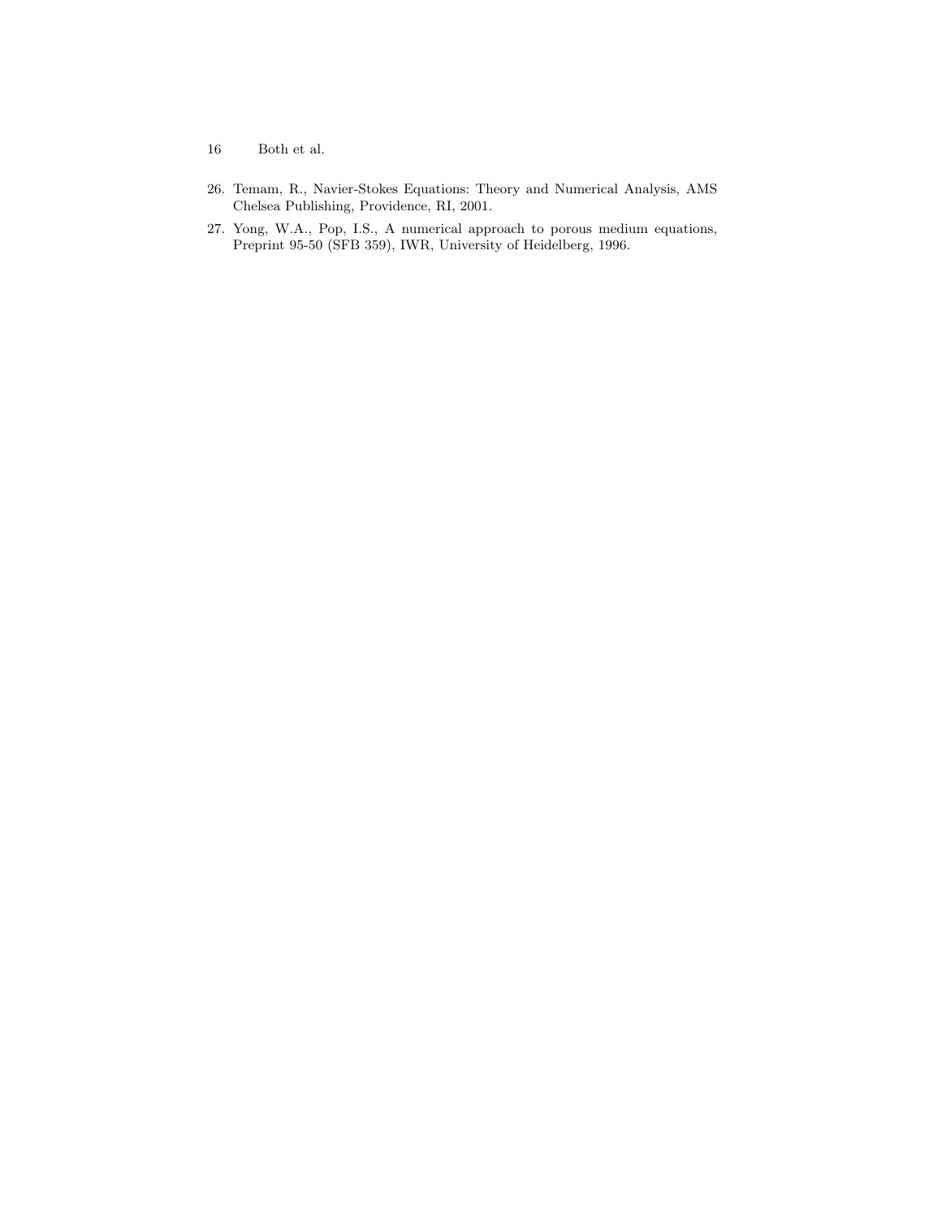26. Temam, R., Navier-Stokes Equations: Theory and Numerical Analysis, AMS Chelsea Publishing, Providence, RI, 2001.
27. Yong, W.A., Pop, I.S., A numerical approach to porous medium equations, Preprint 95-50 (SFB 359), IWR, University of Heidelberg, 1996.